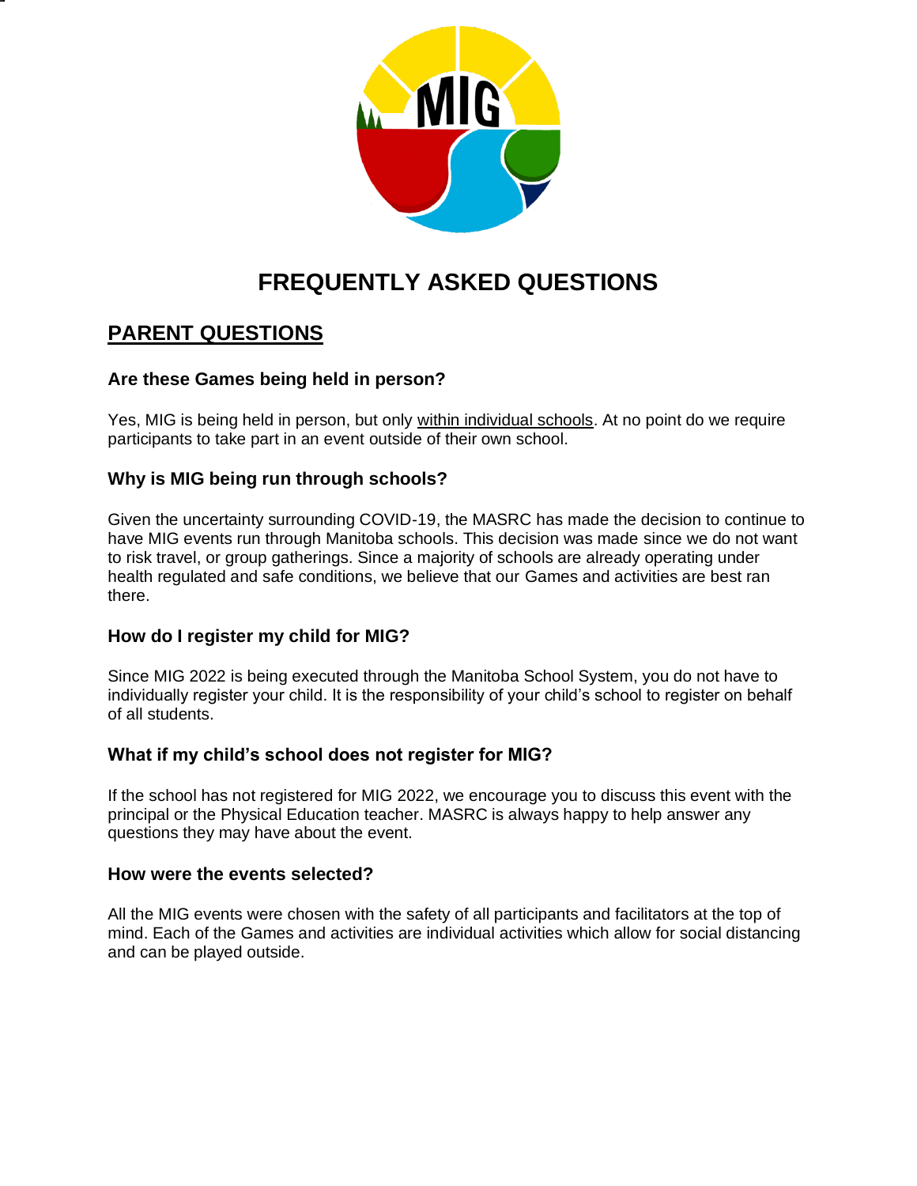# FREQUENTLY ASKED QUESTIONS

## PARENT QUESTIONS

### Are these Games being held in person?

Yes, MIG is being held in person, but only within individual schools. At no point do we require participants to take part in an event outside of their own school.

### Why is MIG being run through schools?

Given the uncertainty surrounding COVID-19, the MASRC has made the decision to continue to have MIG events run through Manitoba schools. This decision was made since we do not want to risk travel, or group gatherings. Since a majority of schools are already operating under health regulated and safe conditions, we believe that our Games and activities are best ran there.

### How do I register my child for MIG?

Since MIG 2022 is being executed through the Manitoba School System, you do not have to individually register your child. It is the responsibility of your child's school to register on behalf of all students.

### What if my child's school does not register for MIG?

If the school has not registered for MIG 2022, we encourage you to discuss this event with the principal or the Physical Education teacher. MASRC is always happy to help answer any questions they may have about the event.

### How were the events selected?

All the MIG events were chosen with the safety of all participants and facilitators at the top of mind. Each of the Games and activities are individual activities which allow for social distancing and can be played outside.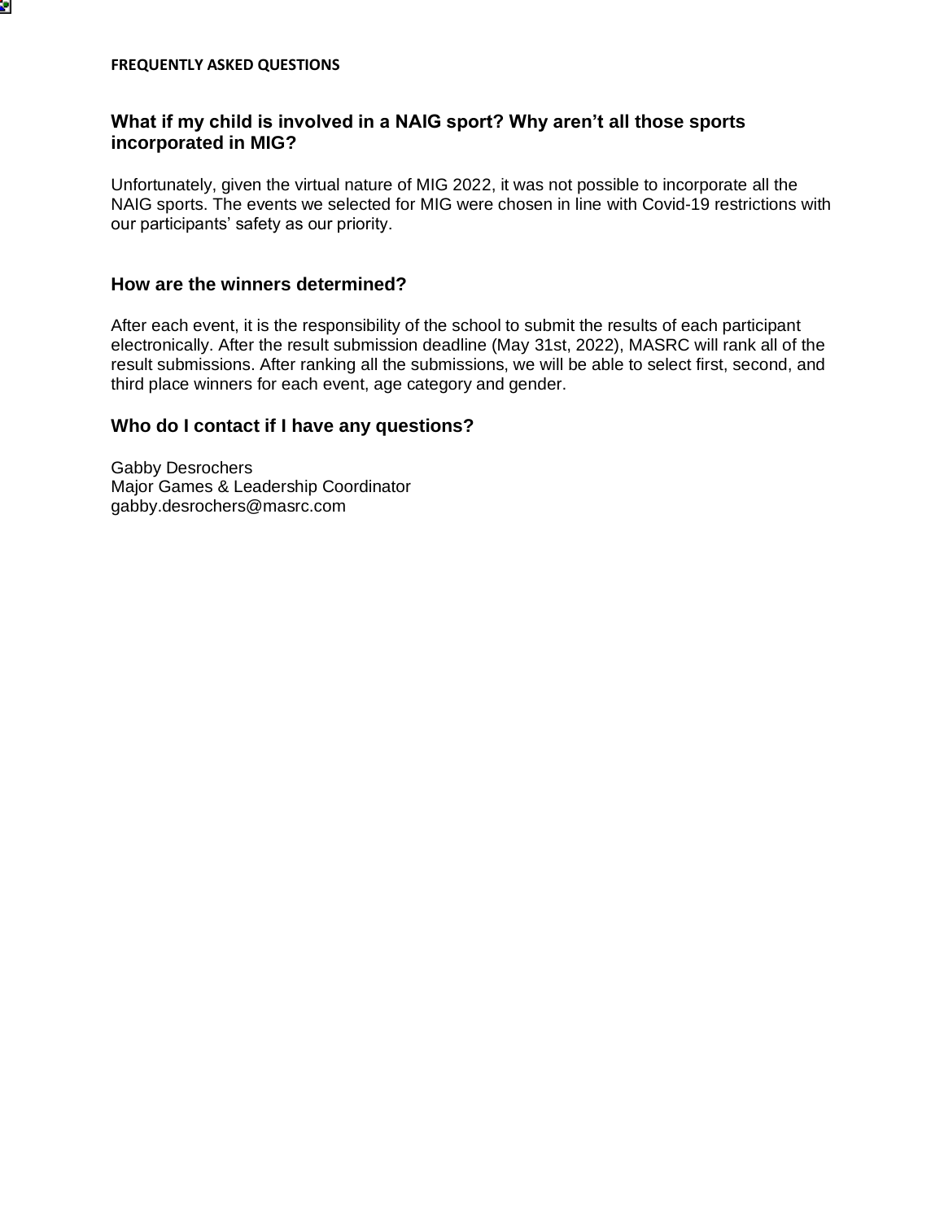**FREQUENTLY ASKED QUESTIONS**

### What if my child is involved in a NAIG sport? Why aren't all those sports incorporated in MIG?

Unfortunately, given the virtual nature of MIG 2022, it was not possible to incorporate all the NAIG sports. The events we selected for MIG were chosen in line with Covid-19 restrictions with our participants' safety as our priority.

### How are the winners determined?

After each event, it is the responsibility of the school to submit the results of each participant electronically. After the result submission deadline (May 31st, 2022), MASRC will rank all of the result submissions. After ranking all the submissions, we will be able to select first, second, and third place winners for each event, age category and gender.

### Who do I contact if I have any questions?

Gabby Desrochers
Major Games & Leadership Coordinator
gabby.desrochers@masrc.com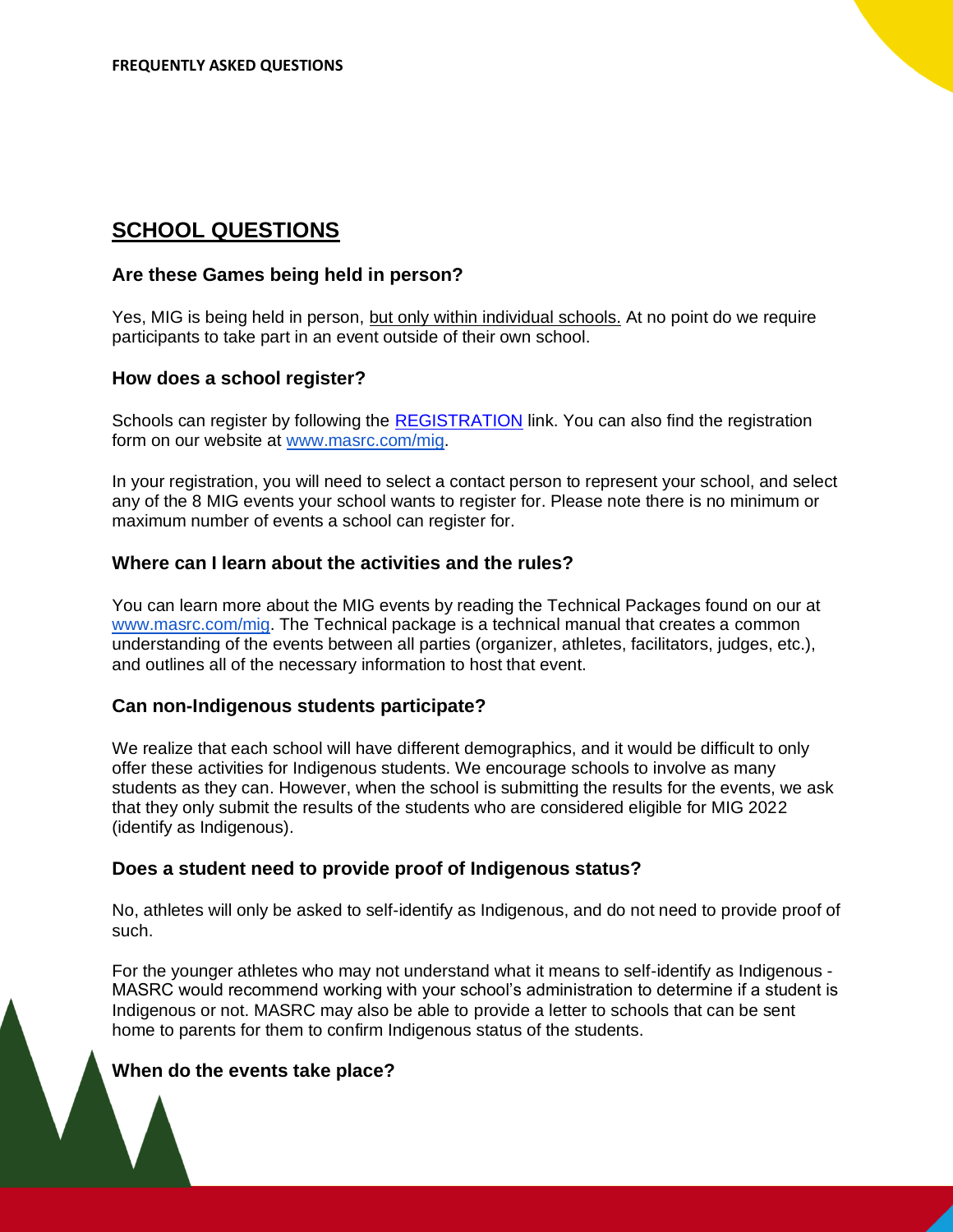## SCHOOL QUESTIONS

### Are these Games being held in person?

Yes, MIG is being held in person, but only within individual schools. At no point do we require participants to take part in an event outside of their own school.

### How does a school register?

Schools can register by following the [REGISTRATION](#) link. You can also find the registration form on our website at [www.masrc.com/mig](http://www.masrc.com/mig).

In your registration, you will need to select a contact person to represent your school, and select any of the 8 MIG events your school wants to register for. Please note there is no minimum or maximum number of events a school can register for.

### Where can I learn about the activities and the rules?

You can learn more about the MIG events by reading the Technical Packages found on our at [www.masrc.com/mig](http://www.masrc.com/mig). The Technical package is a technical manual that creates a common understanding of the events between all parties (organizer, athletes, facilitators, judges, etc.), and outlines all of the necessary information to host that event.

### Can non-Indigenous students participate?

We realize that each school will have different demographics, and it would be difficult to only offer these activities for Indigenous students. We encourage schools to involve as many students as they can. However, when the school is submitting the results for the events, we ask that they only submit the results of the students who are considered eligible for MIG 2022 (identify as Indigenous).

### Does a student need to provide proof of Indigenous status?

No, athletes will only be asked to self-identify as Indigenous, and do not need to provide proof of such.

For the younger athletes who may not understand what it means to self-identify as Indigenous - MASRC would recommend working with your school's administration to determine if a student is Indigenous or not. MASRC may also be able to provide a letter to schools that can be sent home to parents for them to confirm Indigenous status of the students.

### When do the events take place?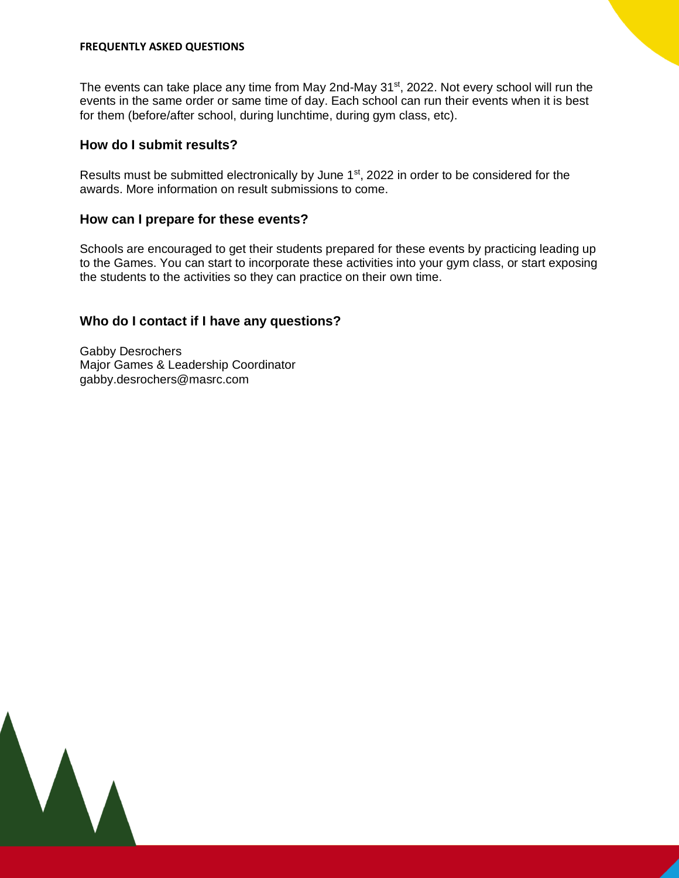**FREQUENTLY ASKED QUESTIONS**

The events can take place any time from May 2nd-May 31st, 2022. Not every school will run the events in the same order or same time of day. Each school can run their events when it is best for them (before/after school, during lunchtime, during gym class, etc).

### How do I submit results?

Results must be submitted electronically by June 1st, 2022 in order to be considered for the awards. More information on result submissions to come.

### How can I prepare for these events?

Schools are encouraged to get their students prepared for these events by practicing leading up to the Games. You can start to incorporate these activities into your gym class, or start exposing the students to the activities so they can practice on their own time.

### Who do I contact if I have any questions?

Gabby Desrochers
Major Games & Leadership Coordinator
gabby.desrochers@masrc.com